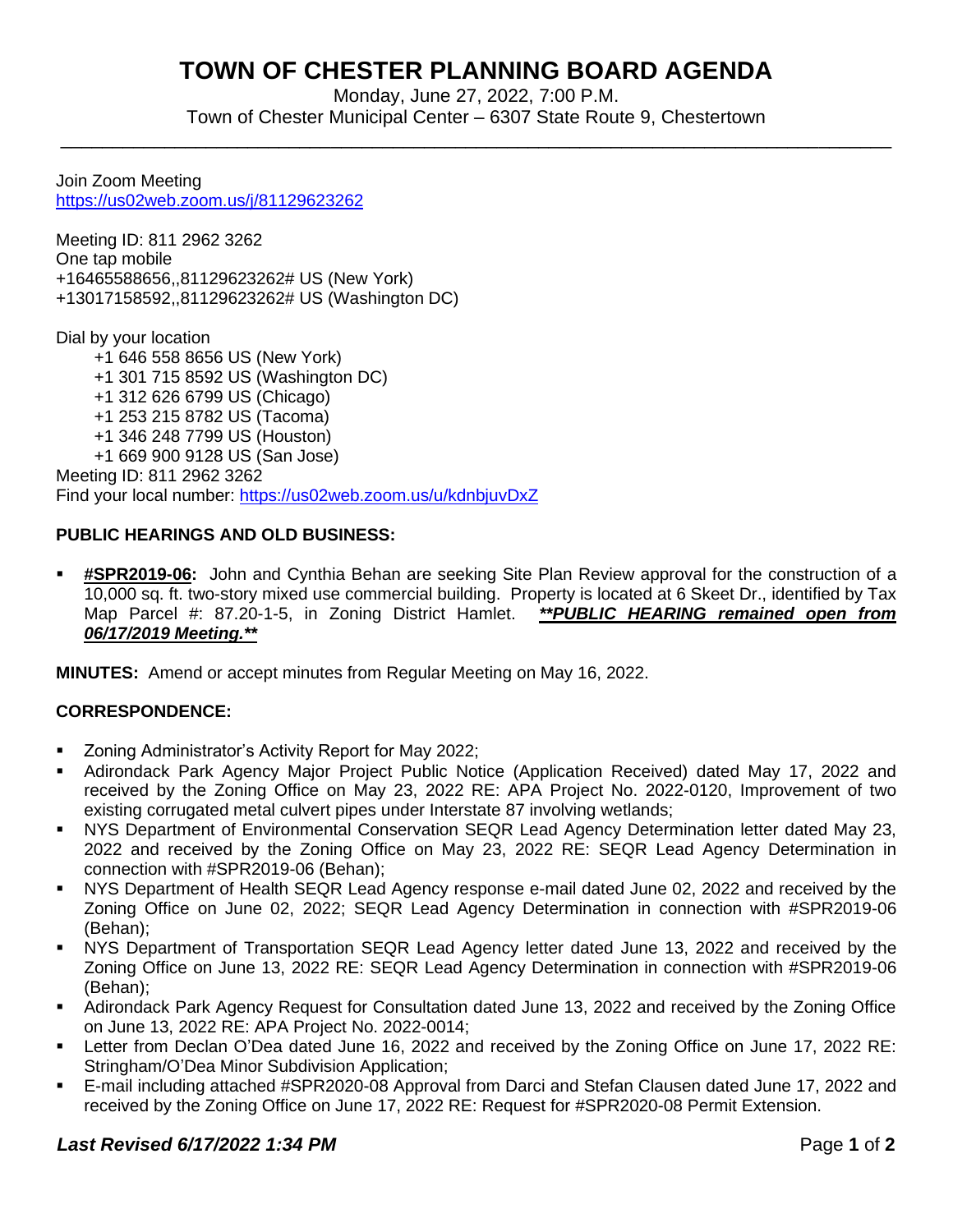# TOWN OF CHESTER PLANNING BOARD AGENDA

Monday, June 27, 2022, 7:00 P.M.
Town of Chester Municipal Center – 6307 State Route 9, Chestertown

---

Join Zoom Meeting
https://us02web.zoom.us/j/81129623262

Meeting ID: 811 2962 3262
One tap mobile
+16465588656,,81129623262# US (New York)
+13017158592,,81129623262# US (Washington DC)

Dial by your location
+1 646 558 8656 US (New York)
+1 301 715 8592 US (Washington DC)
+1 312 626 6799 US (Chicago)
+1 253 215 8782 US (Tacoma)
+1 346 248 7799 US (Houston)
+1 669 900 9128 US (San Jose)
Meeting ID: 811 2962 3262
Find your local number: https://us02web.zoom.us/u/kdnbjuvDxZ

**PUBLIC HEARINGS AND OLD BUSINESS:**

- **#SPR2019-06:** John and Cynthia Behan are seeking Site Plan Review approval for the construction of a 10,000 sq. ft. two-story mixed use commercial building. Property is located at 6 Skeet Dr., identified by Tax Map Parcel #: 87.20-1-5, in Zoning District Hamlet. ***\*\*PUBLIC HEARING remained open from 06/17/2019 Meeting.\*\****

**MINUTES:** Amend or accept minutes from Regular Meeting on May 16, 2022.

**CORRESPONDENCE:**

- Zoning Administrator's Activity Report for May 2022;
- Adirondack Park Agency Major Project Public Notice (Application Received) dated May 17, 2022 and received by the Zoning Office on May 23, 2022 RE: APA Project No. 2022-0120, Improvement of two existing corrugated metal culvert pipes under Interstate 87 involving wetlands;
- NYS Department of Environmental Conservation SEQR Lead Agency Determination letter dated May 23, 2022 and received by the Zoning Office on May 23, 2022 RE: SEQR Lead Agency Determination in connection with #SPR2019-06 (Behan);
- NYS Department of Health SEQR Lead Agency response e-mail dated June 02, 2022 and received by the Zoning Office on June 02, 2022; SEQR Lead Agency Determination in connection with #SPR2019-06 (Behan);
- NYS Department of Transportation SEQR Lead Agency letter dated June 13, 2022 and received by the Zoning Office on June 13, 2022 RE: SEQR Lead Agency Determination in connection with #SPR2019-06 (Behan);
- Adirondack Park Agency Request for Consultation dated June 13, 2022 and received by the Zoning Office on June 13, 2022 RE: APA Project No. 2022-0014;
- Letter from Declan O'Dea dated June 16, 2022 and received by the Zoning Office on June 17, 2022 RE: Stringham/O'Dea Minor Subdivision Application;
- E-mail including attached #SPR2020-08 Approval from Darci and Stefan Clausen dated June 17, 2022 and received by the Zoning Office on June 17, 2022 RE: Request for #SPR2020-08 Permit Extension.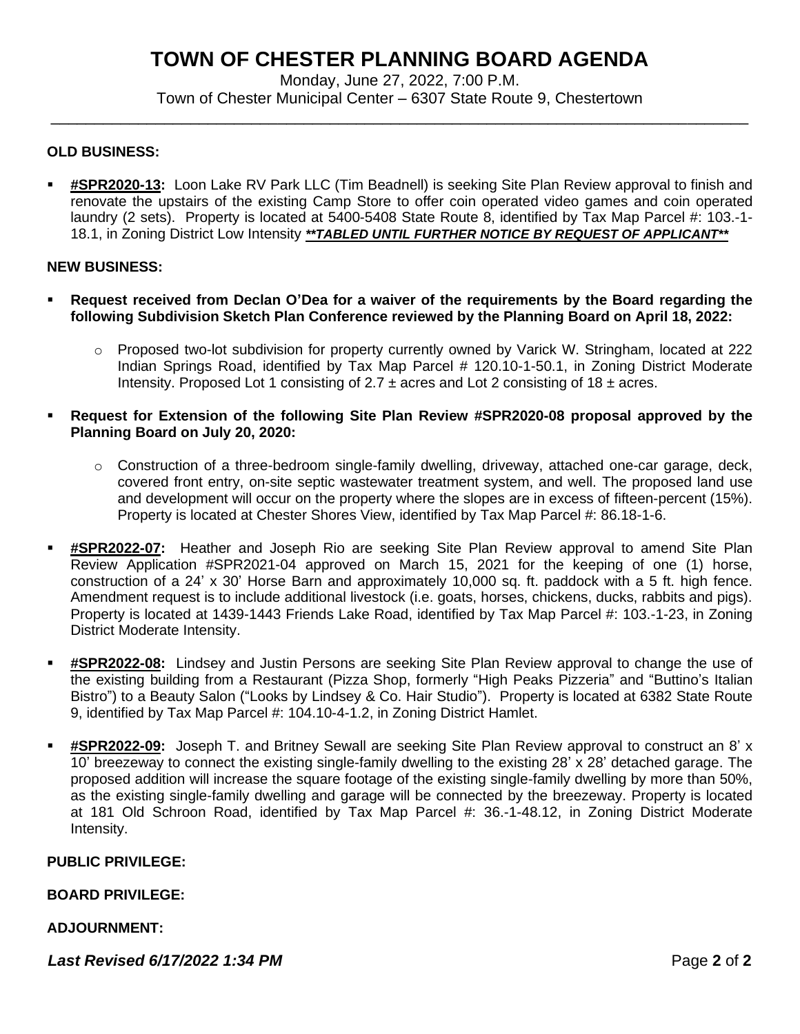# TOWN OF CHESTER PLANNING BOARD AGENDA

Monday, June 27, 2022, 7:00 P.M.
Town of Chester Municipal Center – 6307 State Route 9, Chestertown

**OLD BUSINESS:**

- **#SPR2020-13:** Loon Lake RV Park LLC (Tim Beadnell) is seeking Site Plan Review approval to finish and renovate the upstairs of the existing Camp Store to offer coin operated video games and coin operated laundry (2 sets). Property is located at 5400-5408 State Route 8, identified by Tax Map Parcel #: 103.-1-18.1, in Zoning District Low Intensity ***\*\*TABLED UNTIL FURTHER NOTICE BY REQUEST OF APPLICANT\*\****

**NEW BUSINESS:**

- **Request received from Declan O'Dea for a waiver of the requirements by the Board regarding the following Subdivision Sketch Plan Conference reviewed by the Planning Board on April 18, 2022:**
  - Proposed two-lot subdivision for property currently owned by Varick W. Stringham, located at 222 Indian Springs Road, identified by Tax Map Parcel # 120.10-1-50.1, in Zoning District Moderate Intensity. Proposed Lot 1 consisting of 2.7 ± acres and Lot 2 consisting of 18 ± acres.
- **Request for Extension of the following Site Plan Review #SPR2020-08 proposal approved by the Planning Board on July 20, 2020:**
  - Construction of a three-bedroom single-family dwelling, driveway, attached one-car garage, deck, covered front entry, on-site septic wastewater treatment system, and well. The proposed land use and development will occur on the property where the slopes are in excess of fifteen-percent (15%). Property is located at Chester Shores View, identified by Tax Map Parcel #: 86.18-1-6.
- **#SPR2022-07:** Heather and Joseph Rio are seeking Site Plan Review approval to amend Site Plan Review Application #SPR2021-04 approved on March 15, 2021 for the keeping of one (1) horse, construction of a 24' x 30' Horse Barn and approximately 10,000 sq. ft. paddock with a 5 ft. high fence. Amendment request is to include additional livestock (i.e. goats, horses, chickens, ducks, rabbits and pigs). Property is located at 1439-1443 Friends Lake Road, identified by Tax Map Parcel #: 103.-1-23, in Zoning District Moderate Intensity.
- **#SPR2022-08:** Lindsey and Justin Persons are seeking Site Plan Review approval to change the use of the existing building from a Restaurant (Pizza Shop, formerly "High Peaks Pizzeria" and "Buttino's Italian Bistro") to a Beauty Salon ("Looks by Lindsey & Co. Hair Studio"). Property is located at 6382 State Route 9, identified by Tax Map Parcel #: 104.10-4-1.2, in Zoning District Hamlet.
- **#SPR2022-09:** Joseph T. and Britney Sewall are seeking Site Plan Review approval to construct an 8' x 10' breezeway to connect the existing single-family dwelling to the existing 28' x 28' detached garage. The proposed addition will increase the square footage of the existing single-family dwelling by more than 50%, as the existing single-family dwelling and garage will be connected by the breezeway. Property is located at 181 Old Schroon Road, identified by Tax Map Parcel #: 36.-1-48.12, in Zoning District Moderate Intensity.

**PUBLIC PRIVILEGE:**

**BOARD PRIVILEGE:**

**ADJOURNMENT:**

***Last Revised 6/17/2022 1:34 PM***